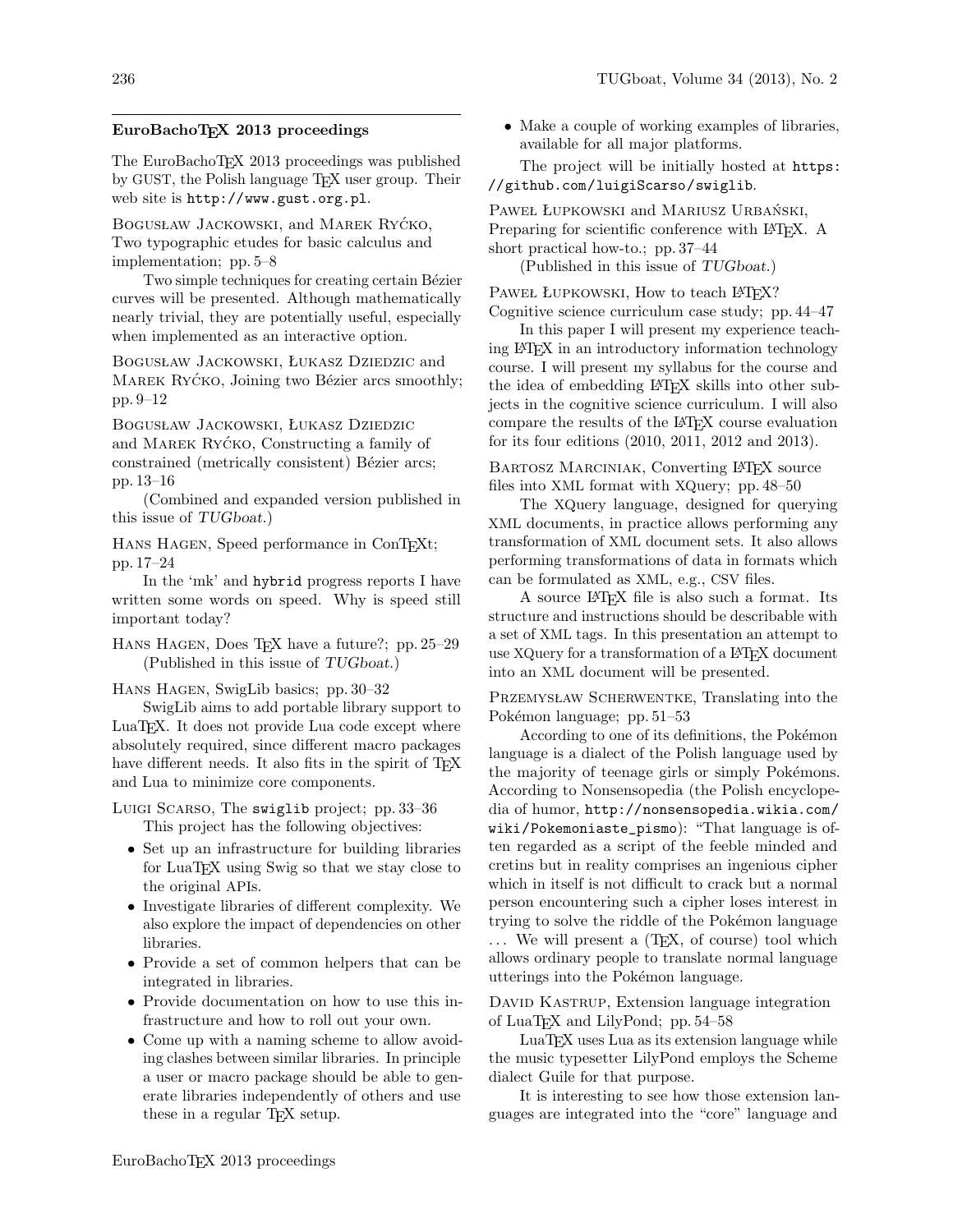## EuroBachoTEX 2013 proceedings

The EuroBachoTEX 2013 proceedings was published by GUST, the Polish language TEX user group. Their web site is http://www.gust.org.pl.

Bogusław Jackowski, and Marek Ryćko, Two typographic etudes for basic calculus and implementation; pp. 5–8

Two simple techniques for creating certain Bézier curves will be presented. Although mathematically nearly trivial, they are potentially useful, especially when implemented as an interactive option.

Bogusław Jackowski, Łukasz Dziedzic and Marek Ryćko, Joining two Bézier arcs smoothly; pp. 9–12

Bogusław Jackowski, Łukasz Dziedzic and Marek Ryćko, Constructing a family of constrained (metrically consistent) Bézier arcs; pp. 13–16

(Combined and expanded version published in this issue of *TUGboat*.)

Hans Hagen, Speed performance in ConTEXt; pp. 17–24

In the 'mk' and `hybrid` progress reports I have written some words on speed. Why is speed still important today?

Hans Hagen, Does TEX have a future?; pp. 25–29

(Published in this issue of *TUGboat*.)

Hans Hagen, SwigLib basics; pp. 30–32

SwigLib aims to add portable library support to LuaTEX. It does not provide Lua code except where absolutely required, since different macro packages have different needs. It also fits in the spirit of TEX and Lua to minimize core components.

Luigi Scarso, The `swiglib` project; pp. 33–36

This project has the following objectives:

- Set up an infrastructure for building libraries for LuaTEX using Swig so that we stay close to the original APIs.
- Investigate libraries of different complexity. We also explore the impact of dependencies on other libraries.
- Provide a set of common helpers that can be integrated in libraries.
- Provide documentation on how to use this infrastructure and how to roll out your own.
- Come up with a naming scheme to allow avoiding clashes between similar libraries. In principle a user or macro package should be able to generate libraries independently of others and use these in a regular TEX setup.
- Make a couple of working examples of libraries, available for all major platforms.

The project will be initially hosted at https://github.com/luigiScarso/swiglib.

Paweł Łupkowski and Mariusz Urbański, Preparing for scientific conference with LATEX. A short practical how-to.; pp. 37–44

(Published in this issue of *TUGboat*.)

Paweł Łupkowski, How to teach LATEX? Cognitive science curriculum case study; pp. 44–47

In this paper I will present my experience teaching LATEX in an introductory information technology course. I will present my syllabus for the course and the idea of embedding LATEX skills into other subjects in the cognitive science curriculum. I will also compare the results of the LATEX course evaluation for its four editions (2010, 2011, 2012 and 2013).

Bartosz Marciniak, Converting LATEX source files into XML format with XQuery; pp. 48–50

The XQuery language, designed for querying XML documents, in practice allows performing any transformation of XML document sets. It also allows performing transformations of data in formats which can be formulated as XML, e.g., CSV files.

A source LATEX file is also such a format. Its structure and instructions should be describable with a set of XML tags. In this presentation an attempt to use XQuery for a transformation of a LATEX document into an XML document will be presented.

Przemysław Scherwentke, Translating into the Pokémon language; pp. 51–53

According to one of its definitions, the Pokémon language is a dialect of the Polish language used by the majority of teenage girls or simply Pokémons. According to Nonsensopedia (the Polish encyclopedia of humor, http://nonsensopedia.wikia.com/wiki/Pokemoniaste_pismo): "That language is often regarded as a script of the feeble minded and cretins but in reality comprises an ingenious cipher which in itself is not difficult to crack but a normal person encountering such a cipher loses interest in trying to solve the riddle of the Pokémon language ... We will present a (TEX, of course) tool which allows ordinary people to translate normal language utterings into the Pokémon language.

David Kastrup, Extension language integration of LuaTEX and LilyPond; pp. 54–58

LuaTEX uses Lua as its extension language while the music typesetter LilyPond employs the Scheme dialect Guile for that purpose.

It is interesting to see how those extension languages are integrated into the "core" language and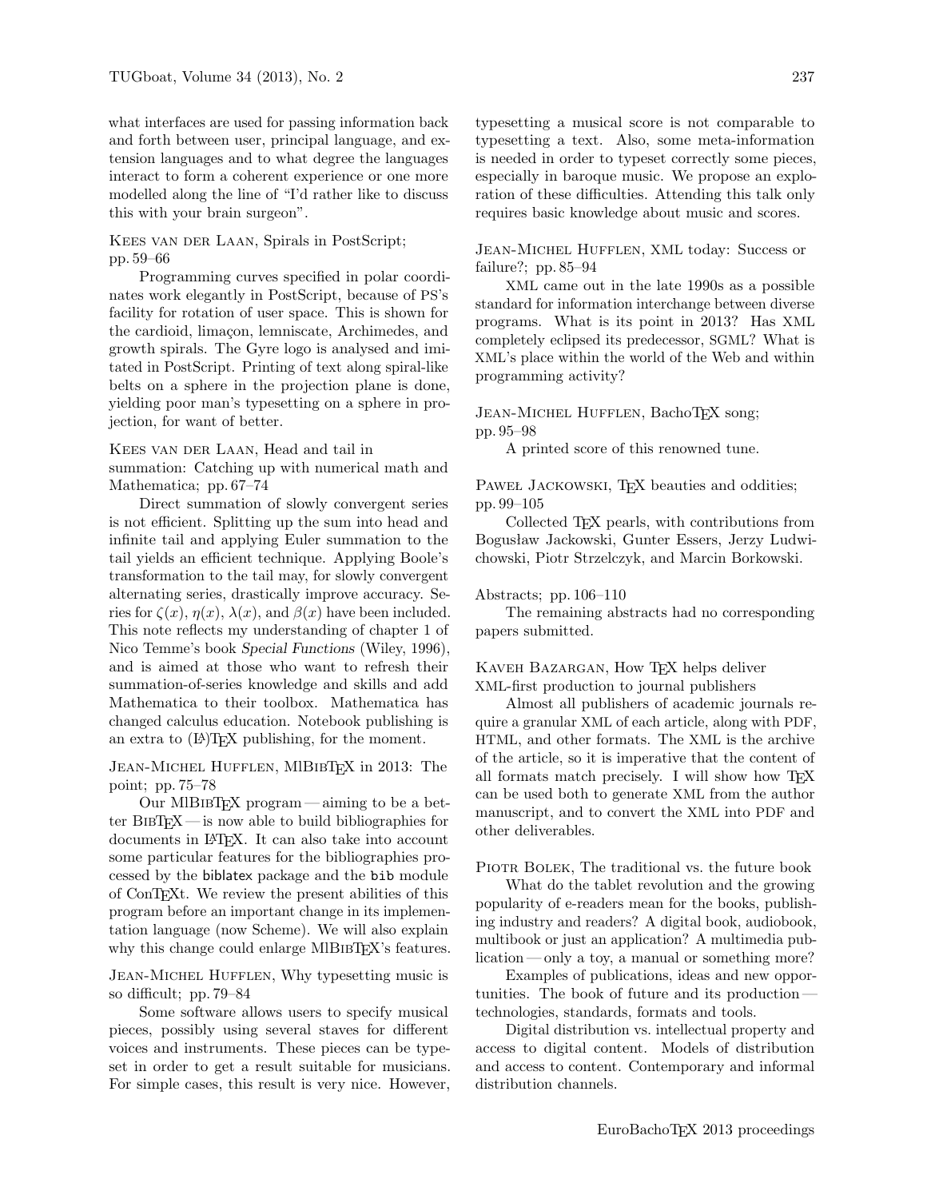what interfaces are used for passing information back and forth between user, principal language, and extension languages and to what degree the languages interact to form a coherent experience or one more modelled along the line of "I'd rather like to discuss this with your brain surgeon".

Kees van der Laan, Spirals in PostScript; pp. 59–66

Programming curves specified in polar coordinates work elegantly in PostScript, because of PS's facility for rotation of user space. This is shown for the cardioid, limaçon, lemniscate, Archimedes, and growth spirals. The Gyre logo is analysed and imitated in PostScript. Printing of text along spiral-like belts on a sphere in the projection plane is done, yielding poor man's typesetting on a sphere in projection, for want of better.

Kees van der Laan, Head and tail in summation: Catching up with numerical math and Mathematica; pp. 67–74

Direct summation of slowly convergent series is not efficient. Splitting up the sum into head and infinite tail and applying Euler summation to the tail yields an efficient technique. Applying Boole's transformation to the tail may, for slowly convergent alternating series, drastically improve accuracy. Series for $\zeta(x)$, $\eta(x)$, $\lambda(x)$, and $\beta(x)$ have been included. This note reflects my understanding of chapter 1 of Nico Temme's book *Special Functions* (Wiley, 1996), and is aimed at those who want to refresh their summation-of-series knowledge and skills and add Mathematica to their toolbox. Mathematica has changed calculus education. Notebook publishing is an extra to (LA)TEX publishing, for the moment.

Jean-Michel Hufflen, MlBibTEX in 2013: The point; pp. 75–78

Our MlBibTEX program — aiming to be a better BibTEX — is now able to build bibliographies for documents in LATEX. It can also take into account some particular features for the bibliographies processed by the `biblatex` package and the `bib` module of ConTEXt. We review the present abilities of this program before an important change in its implementation language (now Scheme). We will also explain why this change could enlarge MlBibTEX's features.

Jean-Michel Hufflen, Why typesetting music is so difficult; pp. 79–84

Some software allows users to specify musical pieces, possibly using several staves for different voices and instruments. These pieces can be typeset in order to get a result suitable for musicians. For simple cases, this result is very nice. However, typesetting a musical score is not comparable to typesetting a text. Also, some meta-information is needed in order to typeset correctly some pieces, especially in baroque music. We propose an exploration of these difficulties. Attending this talk only requires basic knowledge about music and scores.

Jean-Michel Hufflen, XML today: Success or failure?; pp. 85–94

XML came out in the late 1990s as a possible standard for information interchange between diverse programs. What is its point in 2013? Has XML completely eclipsed its predecessor, SGML? What is XML's place within the world of the Web and within programming activity?

Jean-Michel Hufflen, BachoTEX song; pp. 95–98

A printed score of this renowned tune.

Paweł Jackowski, TEX beauties and oddities; pp. 99–105

Collected TEX pearls, with contributions from Bogusław Jackowski, Gunter Essers, Jerzy Ludwichowski, Piotr Strzelczyk, and Marcin Borkowski.

Abstracts; pp. 106–110

The remaining abstracts had no corresponding papers submitted.

Kaveh Bazargan, How TEX helps deliver XML-first production to journal publishers

Almost all publishers of academic journals require a granular XML of each article, along with PDF, HTML, and other formats. The XML is the archive of the article, so it is imperative that the content of all formats match precisely. I will show how TEX can be used both to generate XML from the author manuscript, and to convert the XML into PDF and other deliverables.

Piotr Bolek, The traditional vs. the future book

What do the tablet revolution and the growing popularity of e-readers mean for the books, publishing industry and readers? A digital book, audiobook, multibook or just an application? A multimedia publication — only a toy, a manual or something more?

Examples of publications, ideas and new opportunities. The book of future and its production — technologies, standards, formats and tools.

Digital distribution vs. intellectual property and access to digital content. Models of distribution and access to content. Contemporary and informal distribution channels.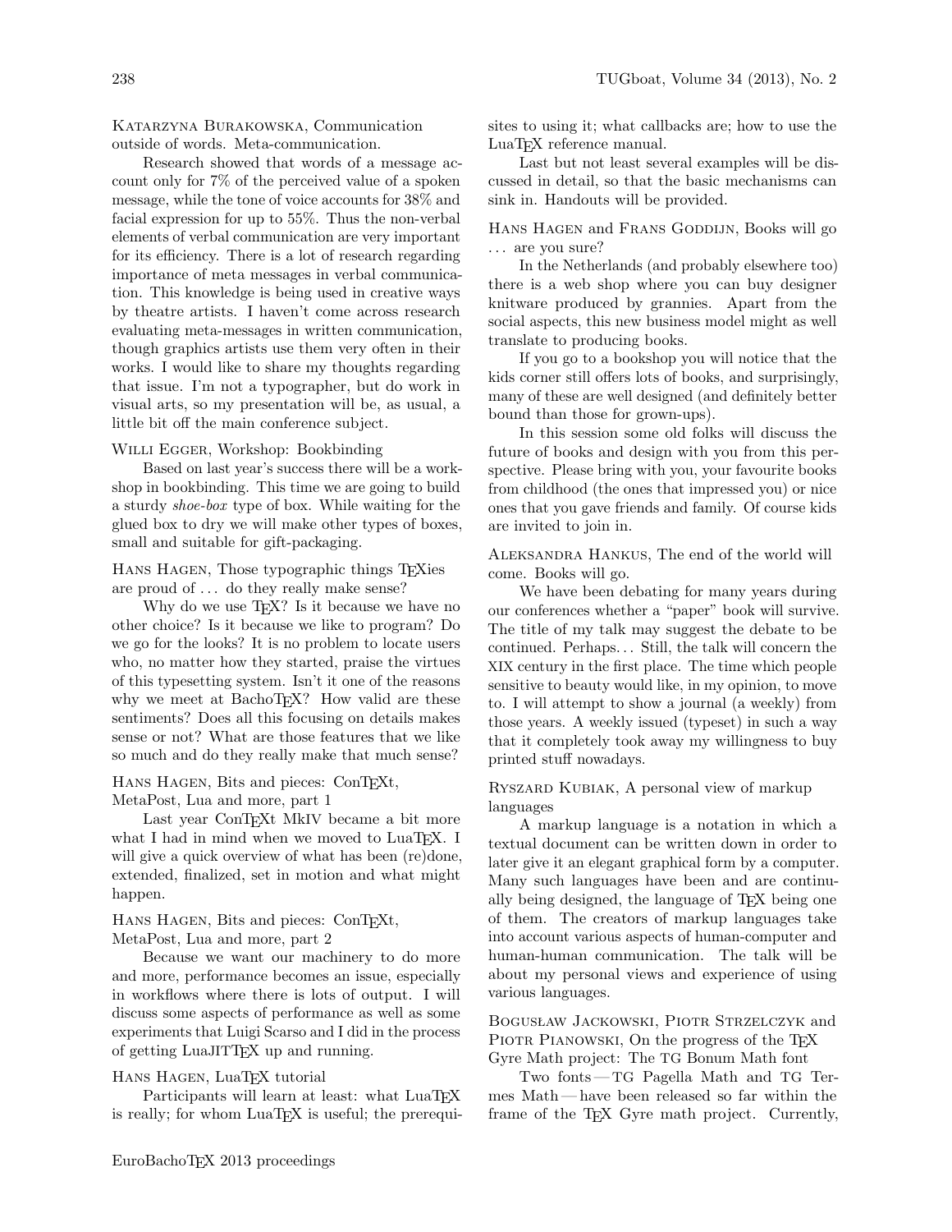Katarzyna Burakowska, Communication outside of words. Meta-communication.

Research showed that words of a message account only for 7% of the perceived value of a spoken message, while the tone of voice accounts for 38% and facial expression for up to 55%. Thus the non-verbal elements of verbal communication are very important for its efficiency. There is a lot of research regarding importance of meta messages in verbal communication. This knowledge is being used in creative ways by theatre artists. I haven't come across research evaluating meta-messages in written communication, though graphics artists use them very often in their works. I would like to share my thoughts regarding that issue. I'm not a typographer, but do work in visual arts, so my presentation will be, as usual, a little bit off the main conference subject.

Willi Egger, Workshop: Bookbinding

Based on last year's success there will be a workshop in bookbinding. This time we are going to build a sturdy *shoe-box* type of box. While waiting for the glued box to dry we will make other types of boxes, small and suitable for gift-packaging.

Hans Hagen, Those typographic things TEXies are proud of ... do they really make sense?

Why do we use TEX? Is it because we have no other choice? Is it because we like to program? Do we go for the looks? It is no problem to locate users who, no matter how they started, praise the virtues of this typesetting system. Isn't it one of the reasons why we meet at BachoTEX? How valid are these sentiments? Does all this focusing on details makes sense or not? What are those features that we like so much and do they really make that much sense?

Hans Hagen, Bits and pieces: ConTEXt, MetaPost, Lua and more, part 1

Last year ConTEXt MkIV became a bit more what I had in mind when we moved to LuaTEX. I will give a quick overview of what has been (re)done, extended, finalized, set in motion and what might happen.

Hans Hagen, Bits and pieces: ConTEXt, MetaPost, Lua and more, part 2

Because we want our machinery to do more and more, performance becomes an issue, especially in workflows where there is lots of output. I will discuss some aspects of performance as well as some experiments that Luigi Scarso and I did in the process of getting LuaJITTEX up and running.

Hans Hagen, LuaTEX tutorial

Participants will learn at least: what LuaTEX is really; for whom LuaTEX is useful; the prerequisites to using it; what callbacks are; how to use the LuaTEX reference manual.

Last but not least several examples will be discussed in detail, so that the basic mechanisms can sink in. Handouts will be provided.

Hans Hagen and Frans Goddijn, Books will go ... are you sure?

In the Netherlands (and probably elsewhere too) there is a web shop where you can buy designer knitware produced by grannies. Apart from the social aspects, this new business model might as well translate to producing books.

If you go to a bookshop you will notice that the kids corner still offers lots of books, and surprisingly, many of these are well designed (and definitely better bound than those for grown-ups).

In this session some old folks will discuss the future of books and design with you from this perspective. Please bring with you, your favourite books from childhood (the ones that impressed you) or nice ones that you gave friends and family. Of course kids are invited to join in.

Aleksandra Hankus, The end of the world will come. Books will go.

We have been debating for many years during our conferences whether a "paper" book will survive. The title of my talk may suggest the debate to be continued. Perhaps... Still, the talk will concern the XIX century in the first place. The time which people sensitive to beauty would like, in my opinion, to move to. I will attempt to show a journal (a weekly) from those years. A weekly issued (typeset) in such a way that it completely took away my willingness to buy printed stuff nowadays.

Ryszard Kubiak, A personal view of markup languages

A markup language is a notation in which a textual document can be written down in order to later give it an elegant graphical form by a computer. Many such languages have been and are continually being designed, the language of TEX being one of them. The creators of markup languages take into account various aspects of human-computer and human-human communication. The talk will be about my personal views and experience of using various languages.

Bogusław Jackowski, Piotr Strzelczyk and Piotr Pianowski, On the progress of the TEX Gyre Math project: The TG Bonum Math font

Two fonts — TG Pagella Math and TG Termes Math — have been released so far within the frame of the TEX Gyre math project. Currently,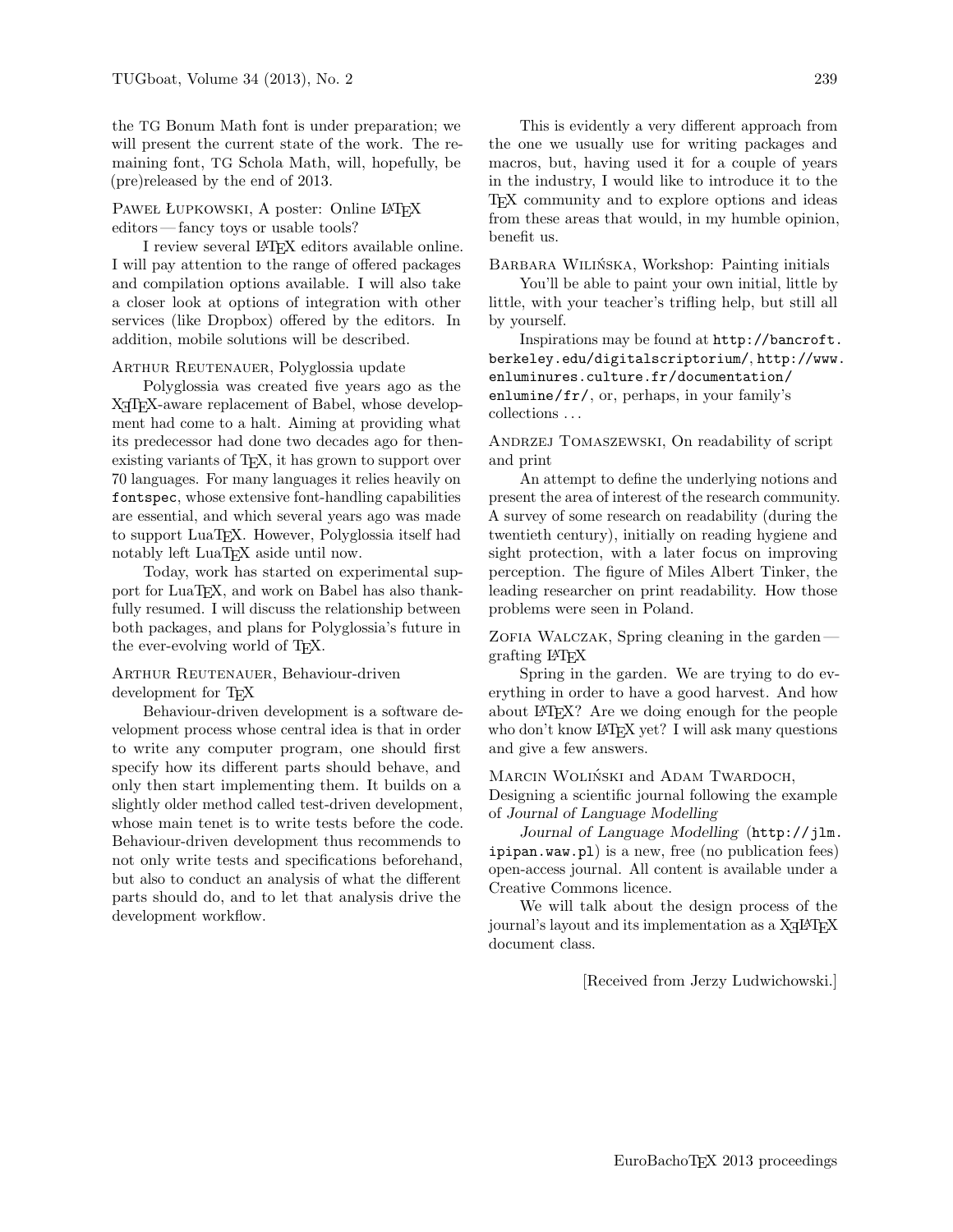the TG Bonum Math font is under preparation; we will present the current state of the work. The remaining font, TG Schola Math, will, hopefully, be (pre)released by the end of 2013.

Paweł Łupkowski, A poster: Online LaTeX editors — fancy toys or usable tools?

I review several LaTeX editors available online. I will pay attention to the range of offered packages and compilation options available. I will also take a closer look at options of integration with other services (like Dropbox) offered by the editors. In addition, mobile solutions will be described.

Arthur Reutenauer, Polyglossia update

Polyglossia was created five years ago as the XeTeX-aware replacement of Babel, whose development had come to a halt. Aiming at providing what its predecessor had done two decades ago for then-existing variants of TeX, it has grown to support over 70 languages. For many languages it relies heavily on `fontspec`, whose extensive font-handling capabilities are essential, and which several years ago was made to support LuaTeX. However, Polyglossia itself had notably left LuaTeX aside until now.

Today, work has started on experimental support for LuaTeX, and work on Babel has also thankfully resumed. I will discuss the relationship between both packages, and plans for Polyglossia's future in the ever-evolving world of TeX.

Arthur Reutenauer, Behaviour-driven development for TeX

Behaviour-driven development is a software development process whose central idea is that in order to write any computer program, one should first specify how its different parts should behave, and only then start implementing them. It builds on a slightly older method called test-driven development, whose main tenet is to write tests before the code. Behaviour-driven development thus recommends to not only write tests and specifications beforehand, but also to conduct an analysis of what the different parts should do, and to let that analysis drive the development workflow.

This is evidently a very different approach from the one we usually use for writing packages and macros, but, having used it for a couple of years in the industry, I would like to introduce it to the TeX community and to explore options and ideas from these areas that would, in my humble opinion, benefit us.

Barbara Wilińska, Workshop: Painting initials

You'll be able to paint your own initial, little by little, with your teacher's trifling help, but still all by yourself.

Inspirations may be found at `http://bancroft.berkeley.edu/digitalscriptorium/`, `http://www.enluminures.culture.fr/documentation/enlumine/fr/`, or, perhaps, in your family's collections ...

Andrzej Tomaszewski, On readability of script and print

An attempt to define the underlying notions and present the area of interest of the research community. A survey of some research on readability (during the twentieth century), initially on reading hygiene and sight protection, with a later focus on improving perception. The figure of Miles Albert Tinker, the leading researcher on print readability. How those problems were seen in Poland.

Zofia Walczak, Spring cleaning in the garden — grafting LaTeX

Spring in the garden. We are trying to do everything in order to have a good harvest. And how about LaTeX? Are we doing enough for the people who don't know LaTeX yet? I will ask many questions and give a few answers.

Marcin Woliński and Adam Twardoch, Designing a scientific journal following the example of *Journal of Language Modelling*

*Journal of Language Modelling* (`http://jlm.ipipan.waw.pl`) is a new, free (no publication fees) open-access journal. All content is available under a Creative Commons licence.

We will talk about the design process of the journal's layout and its implementation as a XeLaTeX document class.

[Received from Jerzy Ludwichowski.]